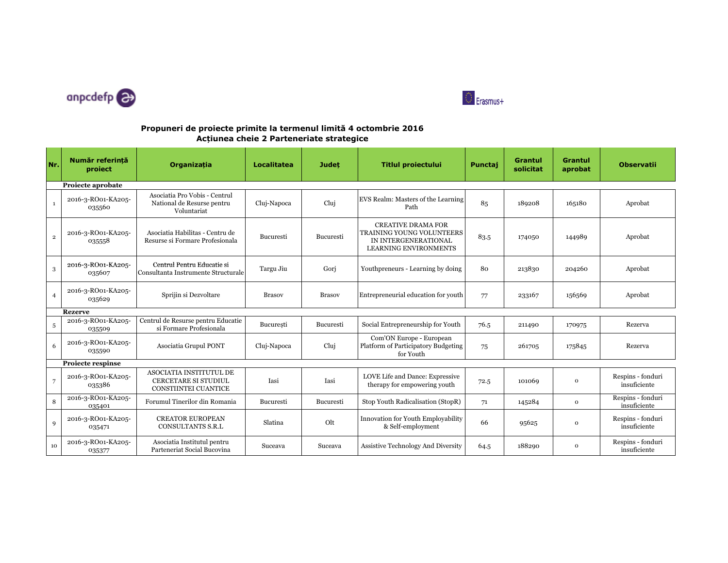## Propuneri de proiecte primite la termenul limită 4 octombrie 2016
## Acțiunea cheie 2 Parteneriate strategice

| Nr. | Număr referință proiect | Organizația | Localitatea | Județ | Titlul proiectului | Punctaj | Grantul solicitat | Grantul aprobat | Observatii |
|---|---|---|---|---|---|---|---|---|---|
| | **Proiecte aprobate** | | | | | | | | |
| 1 | 2016-3-RO01-KA205-035560 | Asociatia Pro Vobis - Centrul National de Resurse pentru Voluntariat | Cluj-Napoca | Cluj | EVS Realm: Masters of the Learning Path | 85 | 189208 | 165180 | Aprobat |
| 2 | 2016-3-RO01-KA205-035558 | Asociatia Habilitas - Centru de Resurse si Formare Profesionala | Bucuresti | Bucuresti | CREATIVE DRAMA FOR TRAINING YOUNG VOLUNTEERS IN INTERGENERATIONAL LEARNING ENVIRONMENTS | 83.5 | 174050 | 144989 | Aprobat |
| 3 | 2016-3-RO01-KA205-035607 | Centrul Pentru Educatie si Consultanta Instrumente Structurale | Targu Jiu | Gorj | Youthpreneurs - Learning by doing | 80 | 213830 | 204260 | Aprobat |
| 4 | 2016-3-RO01-KA205-035629 | Sprijin si Dezvoltare | Brasov | Brasov | Entrepreneurial education for youth | 77 | 233167 | 156569 | Aprobat |
| | **Rezerve** | | | | | | | | |
| 5 | 2016-3-RO01-KA205-035509 | Centrul de Resurse pentru Educatie si Formare Profesionala | București | Bucuresti | Social Entrepreneurship for Youth | 76.5 | 211490 | 170975 | Rezerva |
| 6 | 2016-3-RO01-KA205-035590 | Asociatia Grupul PONT | Cluj-Napoca | Cluj | Com'ON Europe - European Platform of Participatory Budgeting for Youth | 75 | 261705 | 175845 | Rezerva |
| | **Proiecte respinse** | | | | | | | | |
| 7 | 2016-3-RO01-KA205-035386 | ASOCIATIA INSTITUTUL DE CERCETARE SI STUDIUL CONSTIINTEI CUANTICE | Iasi | Iasi | LOVE Life and Dance: Expressive therapy for empowering youth | 72.5 | 101069 | 0 | Respins - fonduri insuficiente |
| 8 | 2016-3-RO01-KA205-035401 | Forumul Tinerilor din Romania | Bucuresti | Bucuresti | Stop Youth Radicalisation (StopR) | 71 | 145284 | 0 | Respins - fonduri insuficiente |
| 9 | 2016-3-RO01-KA205-035471 | CREATOR EUROPEAN CONSULTANTS S.R.L | Slatina | Olt | Innovation for Youth Employability & Self-employment | 66 | 95625 | 0 | Respins - fonduri insuficiente |
| 10 | 2016-3-RO01-KA205-035377 | Asociatia Institutul pentru Parteneriat Social Bucovina | Suceava | Suceava | Assistive Technology And Diversity | 64.5 | 188290 | 0 | Respins - fonduri insuficiente |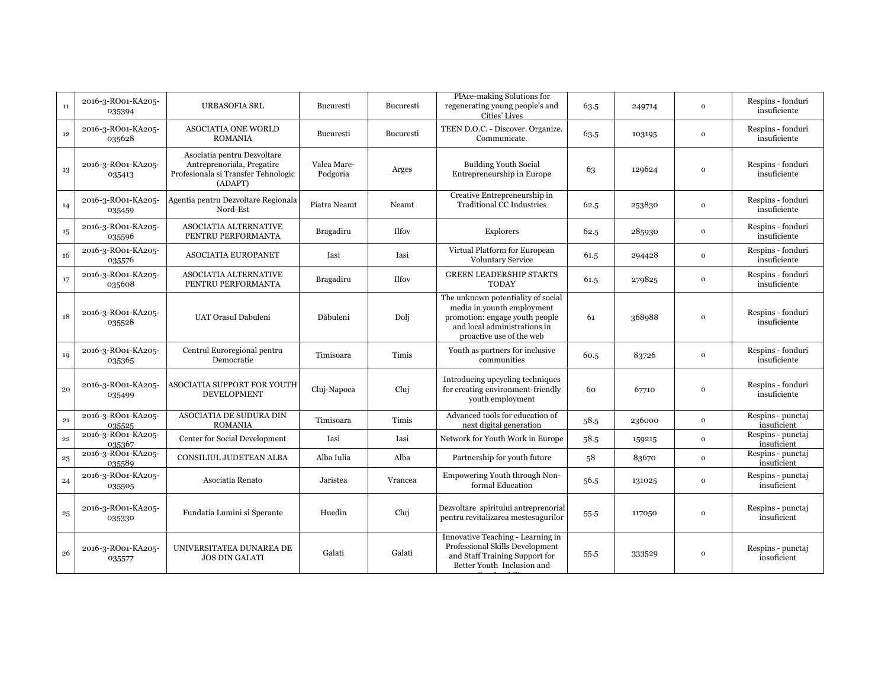| 11 | 2016-3-RO01-KA205-035394 | URBASOFIA SRL | Bucuresti | Bucuresti | PlAce-making Solutions for regenerating young people's and Cities' Lives | 63.5 | 249714 | 0 | Respins - fonduri insuficiente |
|---|---|---|---|---|---|---|---|---|---|
| 12 | 2016-3-RO01-KA205-035628 | ASOCIATIA ONE WORLD ROMANIA | Bucuresti | Bucuresti | TEEN D.O.C. - Discover. Organize. Communicate. | 63.5 | 103195 | 0 | Respins - fonduri insuficiente |
| 13 | 2016-3-RO01-KA205-035413 | Asociatia pentru Dezvoltare Antreprenoriala, Pregatire Profesionala si Transfer Tehnologic (ADAPT) | Valea Mare-Podgoria | Arges | Building Youth Social Entrepreneurship in Europe | 63 | 129624 | 0 | Respins - fonduri insuficiente |
| 14 | 2016-3-RO01-KA205-035459 | Agentia pentru Dezvoltare Regionala Nord-Est | Piatra Neamt | Neamt | Creative Entrepreneurship in Traditional CC Industries | 62.5 | 253830 | 0 | Respins - fonduri insuficiente |
| 15 | 2016-3-RO01-KA205-035596 | ASOCIATIA ALTERNATIVE PENTRU PERFORMANTA | Bragadiru | Ilfov | Explorers | 62.5 | 285930 | 0 | Respins - fonduri insuficiente |
| 16 | 2016-3-RO01-KA205-035576 | ASOCIATIA EUROPANET | Iasi | Iasi | Virtual Platform for European Voluntary Service | 61.5 | 294428 | 0 | Respins - fonduri insuficiente |
| 17 | 2016-3-RO01-KA205-035608 | ASOCIATIA ALTERNATIVE PENTRU PERFORMANTA | Bragadiru | Ilfov | GREEN LEADERSHIP STARTS TODAY | 61.5 | 279825 | 0 | Respins - fonduri insuficiente |
| 18 | 2016-3-RO01-KA205-035528 | UAT Orasul Dabuleni | Dăbuleni | Dolj | The unknown potentiality of social media in younth employment promotion: engage youth people and local administrations in proactive use of the web | 61 | 368988 | 0 | Respins - fonduri insuficiente |
| 19 | 2016-3-RO01-KA205-035365 | Centrul Euroregional pentru Democratie | Timisoara | Timis | Youth as partners for inclusive communities | 60.5 | 83726 | 0 | Respins - fonduri insuficiente |
| 20 | 2016-3-RO01-KA205-035499 | ASOCIATIA SUPPORT FOR YOUTH DEVELOPMENT | Cluj-Napoca | Cluj | Introducing upcycling techniques for creating environment-friendly youth employment | 60 | 67710 | 0 | Respins - fonduri insuficiente |
| 21 | 2016-3-RO01-KA205-035525 | ASOCIATIA DE SUDURA DIN ROMANIA | Timisoara | Timis | Advanced tools for education of next digital generation | 58.5 | 236000 | 0 | Respins - punctaj insuficient |
| 22 | 2016-3-RO01-KA205-035367 | Center for Social Development | Iasi | Iasi | Network for Youth Work in Europe | 58.5 | 159215 | 0 | Respins - punctaj insuficient |
| 23 | 2016-3-RO01-KA205-035589 | CONSILIUL JUDETEAN ALBA | Alba Iulia | Alba | Partnership for youth future | 58 | 83670 | 0 | Respins - punctaj insuficient |
| 24 | 2016-3-RO01-KA205-035505 | Asociatia Renato | Jaristea | Vrancea | Empowering Youth through Non-formal Education | 56.5 | 131025 | 0 | Respins - punctaj insuficient |
| 25 | 2016-3-RO01-KA205-035330 | Fundatia Lumini si Sperante | Huedin | Cluj | Dezvoltare spiritului antreprenorial pentru revitalizarea mestesugurilor | 55.5 | 117050 | 0 | Respins - punctaj insuficient |
| 26 | 2016-3-RO01-KA205-035577 | UNIVERSITATEA DUNAREA DE JOS DIN GALATI | Galati | Galati | Innovative Teaching - Learning in Professional Skills Development and Staff Training Support for Better Youth Inclusion and Employability | 55.5 | 333529 | 0 | Respins - punctaj insuficient |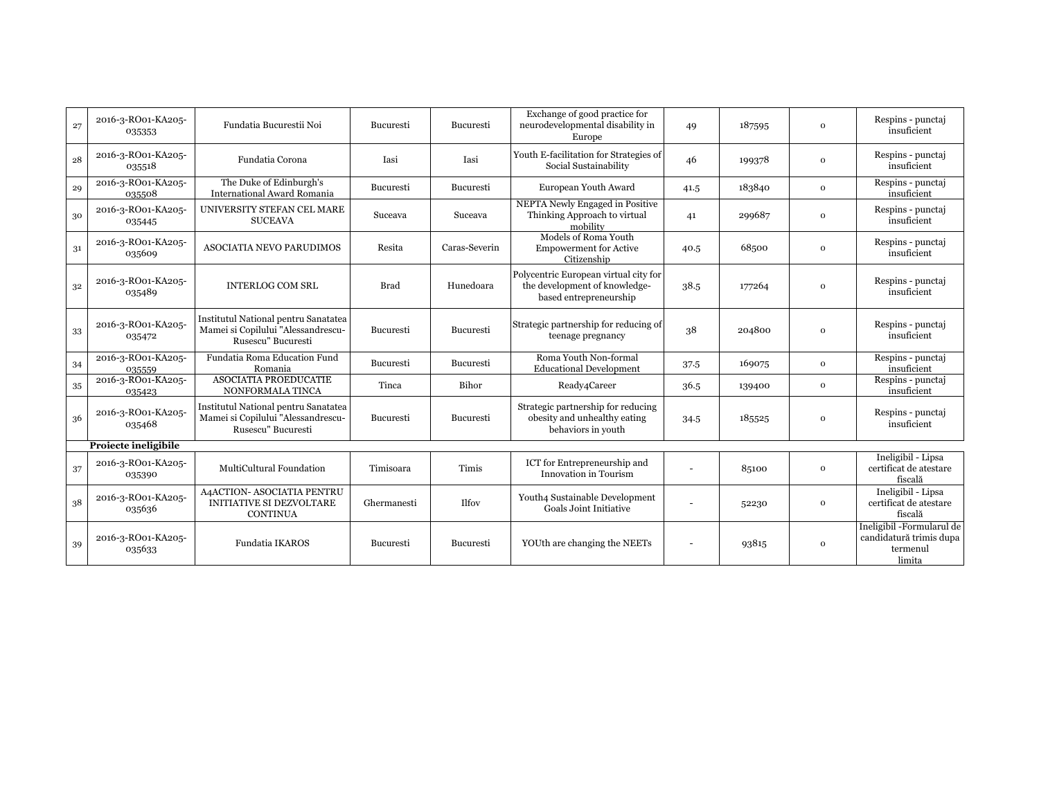| | | | | | | | | | |
|---|---|---|---|---|---|---|---|---|---|
| 27 | 2016-3-RO01-KA205-035353 | Fundatia Bucurestii Noi | Bucuresti | Bucuresti | Exchange of good practice for neurodevelopmental disability in Europe | 49 | 187595 | 0 | Respins - punctaj insuficient |
| 28 | 2016-3-RO01-KA205-035518 | Fundatia Corona | Iasi | Iasi | Youth E-facilitation for Strategies of Social Sustainability | 46 | 199378 | 0 | Respins - punctaj insuficient |
| 29 | 2016-3-RO01-KA205-035508 | The Duke of Edinburgh's International Award Romania | Bucuresti | Bucuresti | European Youth Award | 41.5 | 183840 | 0 | Respins - punctaj insuficient |
| 30 | 2016-3-RO01-KA205-035445 | UNIVERSITY STEFAN CEL MARE SUCEAVA | Suceava | Suceava | NEPTA Newly Engaged in Positive Thinking Approach to virtual mobility | 41 | 299687 | 0 | Respins - punctaj insuficient |
| 31 | 2016-3-RO01-KA205-035609 | ASOCIATIA NEVO PARUDIMOS | Resita | Caras-Severin | Models of Roma Youth Empowerment for Active Citizenship | 40.5 | 68500 | 0 | Respins - punctaj insuficient |
| 32 | 2016-3-RO01-KA205-035489 | INTERLOG COM SRL | Brad | Hunedoara | Polycentric European virtual city for the development of knowledge-based entrepreneurship | 38.5 | 177264 | 0 | Respins - punctaj insuficient |
| 33 | 2016-3-RO01-KA205-035472 | Institutul National pentru Sanatatea Mamei si Copilului "Alessandrescu-Rusescu" Bucuresti | Bucuresti | Bucuresti | Strategic partnership for reducing of teenage pregnancy | 38 | 204800 | 0 | Respins - punctaj insuficient |
| 34 | 2016-3-RO01-KA205-035559 | Fundatia Roma Education Fund Romania | Bucuresti | Bucuresti | Roma Youth Non-formal Educational Development | 37.5 | 169075 | 0 | Respins - punctaj insuficient |
| 35 | 2016-3-RO01-KA205-035423 | ASOCIATIA PROEDUCATIE NONFORMALA TINCA | Tinca | Bihor | Ready4Career | 36.5 | 139400 | 0 | Respins - punctaj insuficient |
| 36 | 2016-3-RO01-KA205-035468 | Institutul National pentru Sanatatea Mamei si Copilului "Alessandrescu-Rusescu" Bucuresti | Bucuresti | Bucuresti | Strategic partnership for reducing obesity and unhealthy eating behaviors in youth | 34.5 | 185525 | 0 | Respins - punctaj insuficient |
| | **Proiecte ineligibile** | | | | | | | | |
| 37 | 2016-3-RO01-KA205-035390 | MultiCultural Foundation | Timisoara | Timis | ICT for Entrepreneurship and Innovation in Tourism | - | 85100 | 0 | Ineligibil - Lipsa certificat de atestare fiscală |
| 38 | 2016-3-RO01-KA205-035636 | A4ACTION- ASOCIATIA PENTRU INITIATIVE SI DEZVOLTARE CONTINUA | Ghermanesti | Ilfov | Youth4 Sustainable Development Goals Joint Initiative | - | 52230 | 0 | Ineligibil - Lipsa certificat de atestare fiscală |
| 39 | 2016-3-RO01-KA205-035633 | Fundatia IKAROS | Bucuresti | Bucuresti | YOUth are changing the NEETs | - | 93815 | 0 | Ineligibil -Formularul de candidatură trimis dupa termenul limita |